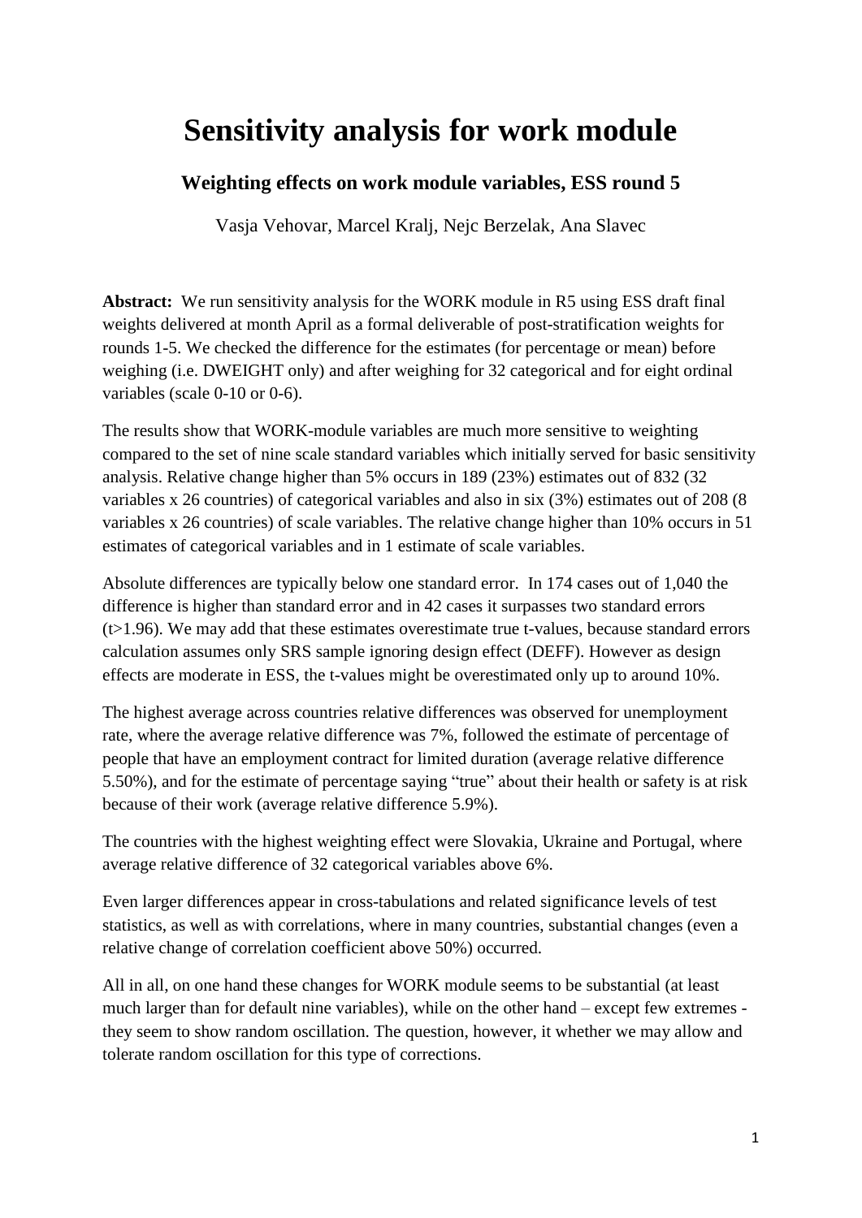# Sensitivity analysis for work module

### Weighting effects on work module variables, ESS round 5

Vasja Vehovar, Marcel Kralj, Nejc Berzelak, Ana Slavec

**Abstract:** We run sensitivity analysis for the WORK module in R5 using ESS draft final weights delivered at month April as a formal deliverable of post-stratification weights for rounds 1-5. We checked the difference for the estimates (for percentage or mean) before weighing (i.e. DWEIGHT only) and after weighing for 32 categorical and for eight ordinal variables (scale 0-10 or 0-6).

The results show that WORK-module variables are much more sensitive to weighting compared to the set of nine scale standard variables which initially served for basic sensitivity analysis. Relative change higher than 5% occurs in 189 (23%) estimates out of 832 (32 variables x 26 countries) of categorical variables and also in six (3%) estimates out of 208 (8 variables x 26 countries) of scale variables. The relative change higher than 10% occurs in 51 estimates of categorical variables and in 1 estimate of scale variables.

Absolute differences are typically below one standard error. In 174 cases out of 1,040 the difference is higher than standard error and in 42 cases it surpasses two standard errors ($t>1.96$). We may add that these estimates overestimate true t-values, because standard errors calculation assumes only SRS sample ignoring design effect (DEFF). However as design effects are moderate in ESS, the t-values might be overestimated only up to around 10%.

The highest average across countries relative differences was observed for unemployment rate, where the average relative difference was 7%, followed the estimate of percentage of people that have an employment contract for limited duration (average relative difference 5.50%), and for the estimate of percentage saying "true" about their health or safety is at risk because of their work (average relative difference 5.9%).

The countries with the highest weighting effect were Slovakia, Ukraine and Portugal, where average relative difference of 32 categorical variables above 6%.

Even larger differences appear in cross-tabulations and related significance levels of test statistics, as well as with correlations, where in many countries, substantial changes (even a relative change of correlation coefficient above 50%) occurred.

All in all, on one hand these changes for WORK module seems to be substantial (at least much larger than for default nine variables), while on the other hand – except few extremes - they seem to show random oscillation. The question, however, it whether we may allow and tolerate random oscillation for this type of corrections.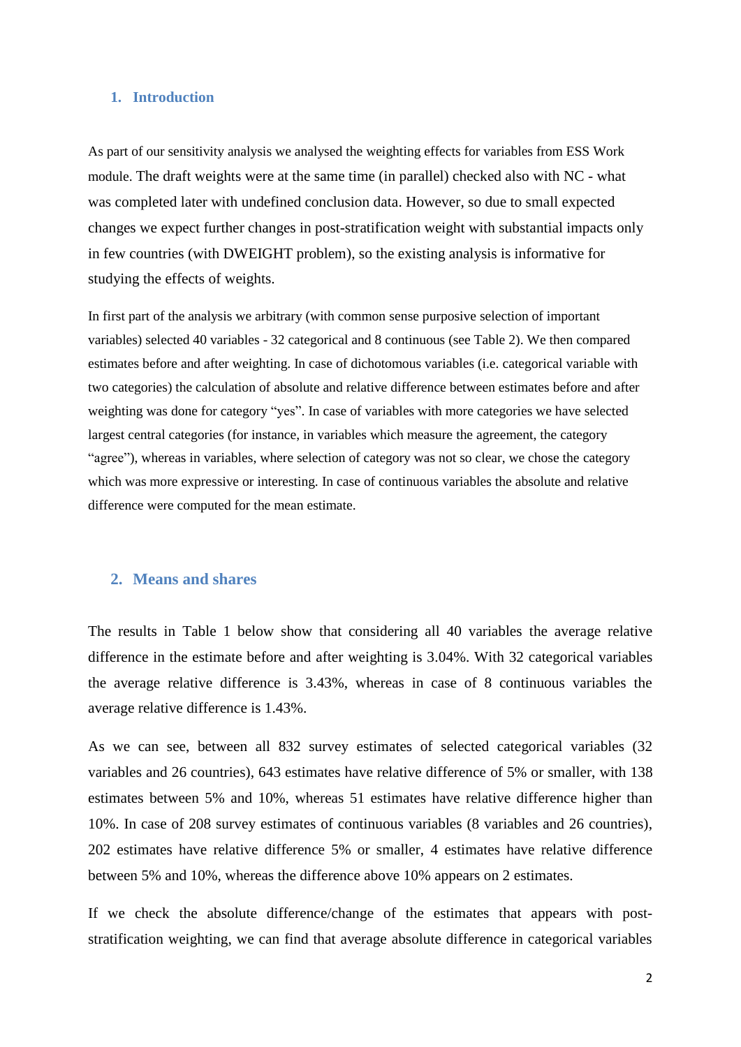## 1. Introduction

As part of our sensitivity analysis we analysed the weighting effects for variables from ESS Work module. The draft weights were at the same time (in parallel) checked also with NC - what was completed later with undefined conclusion data. However, so due to small expected changes we expect further changes in post-stratification weight with substantial impacts only in few countries (with DWEIGHT problem), so the existing analysis is informative for studying the effects of weights.

In first part of the analysis we arbitrary (with common sense purposive selection of important variables) selected 40 variables - 32 categorical and 8 continuous (see Table 2). We then compared estimates before and after weighting. In case of dichotomous variables (i.e. categorical variable with two categories) the calculation of absolute and relative difference between estimates before and after weighting was done for category "yes". In case of variables with more categories we have selected largest central categories (for instance, in variables which measure the agreement, the category "agree"), whereas in variables, where selection of category was not so clear, we chose the category which was more expressive or interesting. In case of continuous variables the absolute and relative difference were computed for the mean estimate.

## 2. Means and shares

The results in Table 1 below show that considering all 40 variables the average relative difference in the estimate before and after weighting is 3.04%. With 32 categorical variables the average relative difference is 3.43%, whereas in case of 8 continuous variables the average relative difference is 1.43%.

As we can see, between all 832 survey estimates of selected categorical variables (32 variables and 26 countries), 643 estimates have relative difference of 5% or smaller, with 138 estimates between 5% and 10%, whereas 51 estimates have relative difference higher than 10%. In case of 208 survey estimates of continuous variables (8 variables and 26 countries), 202 estimates have relative difference 5% or smaller, 4 estimates have relative difference between 5% and 10%, whereas the difference above 10% appears on 2 estimates.

If we check the absolute difference/change of the estimates that appears with post-stratification weighting, we can find that average absolute difference in categorical variables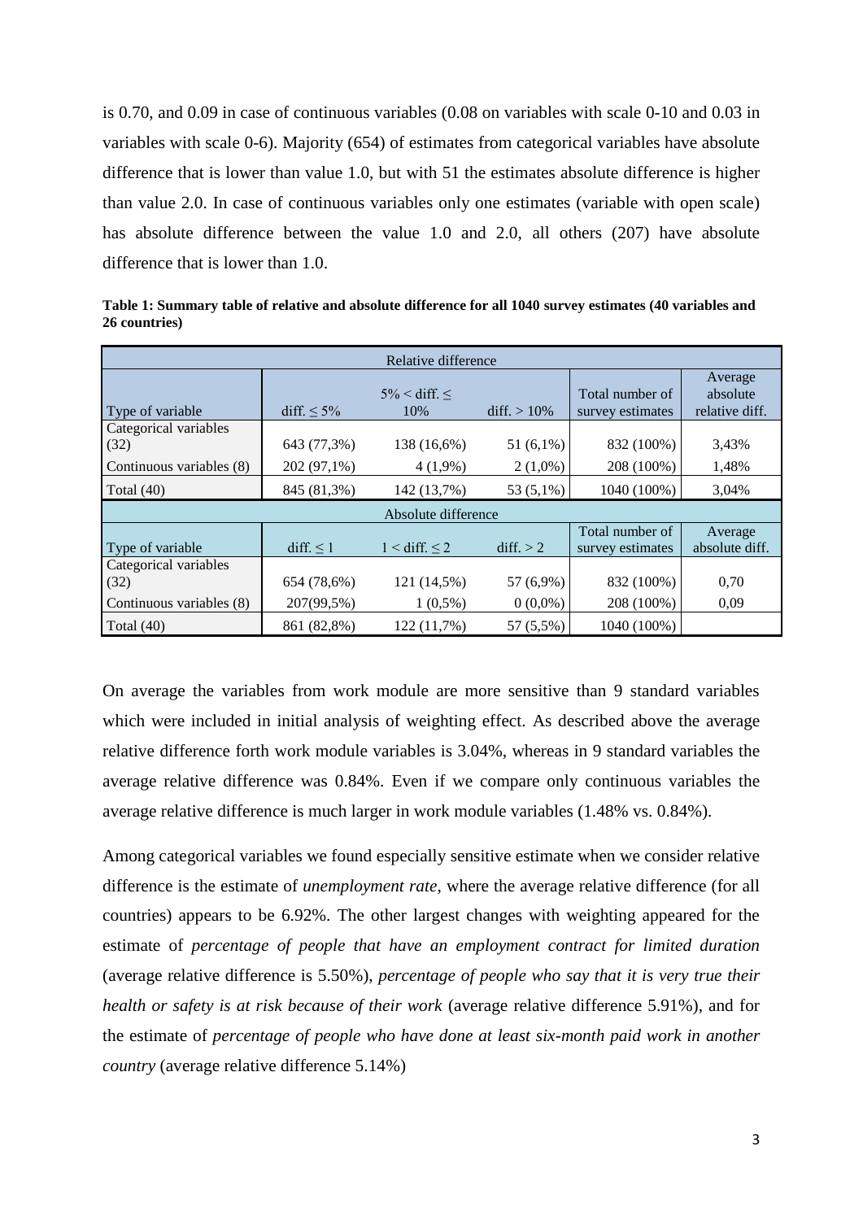is 0.70, and 0.09 in case of continuous variables (0.08 on variables with scale 0-10 and 0.03 in variables with scale 0-6). Majority (654) of estimates from categorical variables have absolute difference that is lower than value 1.0, but with 51 the estimates absolute difference is higher than value 2.0. In case of continuous variables only one estimates (variable with open scale) has absolute difference between the value 1.0 and 2.0, all others (207) have absolute difference that is lower than 1.0.

**Table 1: Summary table of relative and absolute difference for all 1040 survey estimates (40 variables and 26 countries)**

| Relative difference | | | | | |
|---|---|---|---|---|---|
| Type of variable | diff. ≤ 5% | 5% < diff. ≤ 10% | diff. > 10% | Total number of survey estimates | Average absolute relative diff. |
| Categorical variables (32) | 643 (77,3%) | 138 (16,6%) | 51 (6,1%) | 832 (100%) | 3,43% |
| Continuous variables (8) | 202 (97,1%) | 4 (1,9%) | 2 (1,0%) | 208 (100%) | 1,48% |
| Total (40) | 845 (81,3%) | 142 (13,7%) | 53 (5,1%) | 1040 (100%) | 3,04% |
| **Absolute difference** | | | | | |
| Type of variable | diff. ≤ 1 | 1 < diff. ≤ 2 | diff. > 2 | Total number of survey estimates | Average absolute diff. |
| Categorical variables (32) | 654 (78,6%) | 121 (14,5%) | 57 (6,9%) | 832 (100%) | 0,70 |
| Continuous variables (8) | 207(99,5%) | 1 (0,5%) | 0 (0,0%) | 208 (100%) | 0,09 |
| Total (40) | 861 (82,8%) | 122 (11,7%) | 57 (5,5%) | 1040 (100%) | |

On average the variables from work module are more sensitive than 9 standard variables which were included in initial analysis of weighting effect. As described above the average relative difference forth work module variables is 3.04%, whereas in 9 standard variables the average relative difference was 0.84%. Even if we compare only continuous variables the average relative difference is much larger in work module variables (1.48% vs. 0.84%).

Among categorical variables we found especially sensitive estimate when we consider relative difference is the estimate of *unemployment rate*, where the average relative difference (for all countries) appears to be 6.92%. The other largest changes with weighting appeared for the estimate of *percentage of people that have an employment contract for limited duration* (average relative difference is 5.50%), *percentage of people who say that it is very true their health or safety is at risk because of their work* (average relative difference 5.91%), and for the estimate of *percentage of people who have done at least six-month paid work in another country* (average relative difference 5.14%)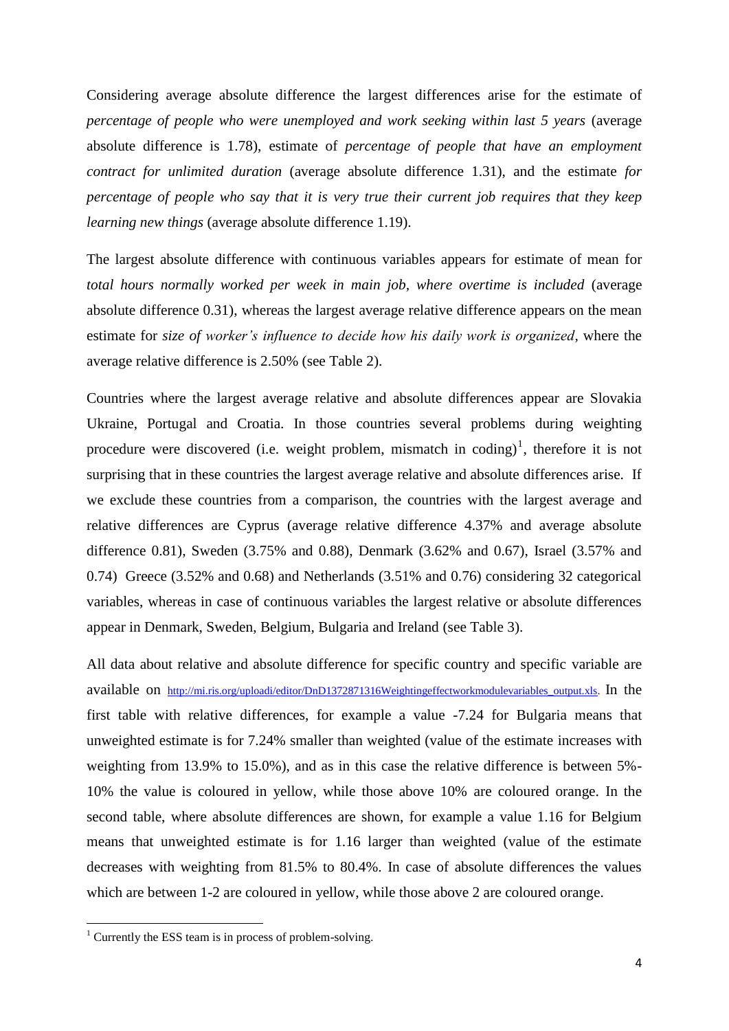Considering average absolute difference the largest differences arise for the estimate of *percentage of people who were unemployed and work seeking within last 5 years* (average absolute difference is 1.78), estimate of *percentage of people that have an employment contract for unlimited duration* (average absolute difference 1.31), and the estimate *for percentage of people who say that it is very true their current job requires that they keep learning new things* (average absolute difference 1.19).

The largest absolute difference with continuous variables appears for estimate of mean for *total hours normally worked per week in main job, where overtime is included* (average absolute difference 0.31), whereas the largest average relative difference appears on the mean estimate for *size of worker's influence to decide how his daily work is organized*, where the average relative difference is 2.50% (see Table 2).

Countries where the largest average relative and absolute differences appear are Slovakia Ukraine, Portugal and Croatia. In those countries several problems during weighting procedure were discovered (i.e. weight problem, mismatch in coding)[1], therefore it is not surprising that in these countries the largest average relative and absolute differences arise. If we exclude these countries from a comparison, the countries with the largest average and relative differences are Cyprus (average relative difference 4.37% and average absolute difference 0.81), Sweden (3.75% and 0.88), Denmark (3.62% and 0.67), Israel (3.57% and 0.74) Greece (3.52% and 0.68) and Netherlands (3.51% and 0.76) considering 32 categorical variables, whereas in case of continuous variables the largest relative or absolute differences appear in Denmark, Sweden, Belgium, Bulgaria and Ireland (see Table 3).

All data about relative and absolute difference for specific country and specific variable are available on http://mi.ris.org/uploadi/editor/DnD1372871316Weightingeffectworkmodulevariables_output.xls. In the first table with relative differences, for example a value -7.24 for Bulgaria means that unweighted estimate is for 7.24% smaller than weighted (value of the estimate increases with weighting from 13.9% to 15.0%), and as in this case the relative difference is between 5%-10% the value is coloured in yellow, while those above 10% are coloured orange. In the second table, where absolute differences are shown, for example a value 1.16 for Belgium means that unweighted estimate is for 1.16 larger than weighted (value of the estimate decreases with weighting from 81.5% to 80.4%. In case of absolute differences the values which are between 1-2 are coloured in yellow, while those above 2 are coloured orange.

---

[1] Currently the ESS team is in process of problem-solving.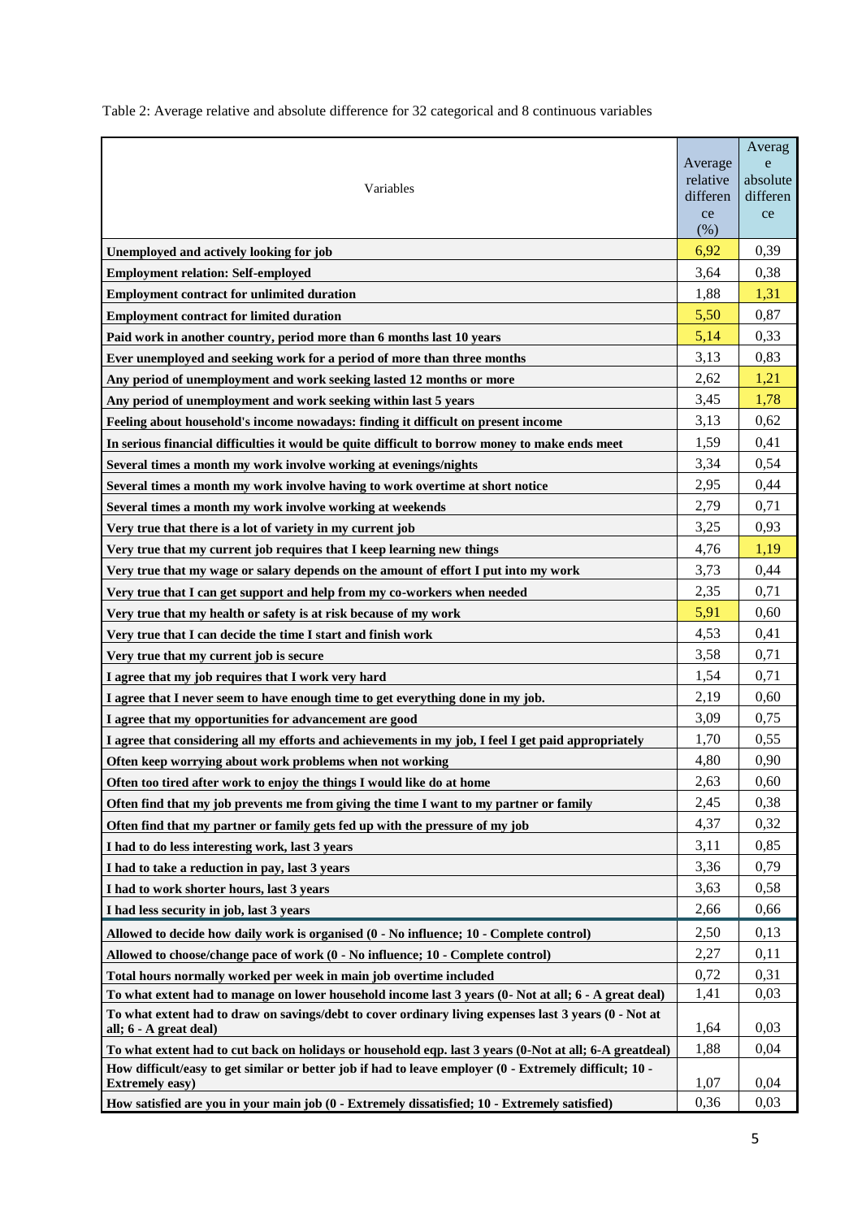Table 2: Average relative and absolute difference for 32 categorical and 8 continuous variables

| Variables | Average relative difference (%) | Average absolute difference |
|---|---|---|
| **Unemployed and actively looking for job** | 6,92 | 0,39 |
| **Employment relation: Self-employed** | 3,64 | 0,38 |
| **Employment contract for unlimited duration** | 1,88 | 1,31 |
| **Employment contract for limited duration** | 5,50 | 0,87 |
| **Paid work in another country, period more than 6 months last 10 years** | 5,14 | 0,33 |
| **Ever unemployed and seeking work for a period of more than three months** | 3,13 | 0,83 |
| **Any period of unemployment and work seeking lasted 12 months or more** | 2,62 | 1,21 |
| **Any period of unemployment and work seeking within last 5 years** | 3,45 | 1,78 |
| **Feeling about household's income nowadays: finding it difficult on present income** | 3,13 | 0,62 |
| **In serious financial difficulties it would be quite difficult to borrow money to make ends meet** | 1,59 | 0,41 |
| **Several times a month my work involve working at evenings/nights** | 3,34 | 0,54 |
| **Several times a month my work involve having to work overtime at short notice** | 2,95 | 0,44 |
| **Several times a month my work involve working at weekends** | 2,79 | 0,71 |
| **Very true that there is a lot of variety in my current job** | 3,25 | 0,93 |
| **Very true that my current job requires that I keep learning new things** | 4,76 | 1,19 |
| **Very true that my wage or salary depends on the amount of effort I put into my work** | 3,73 | 0,44 |
| **Very true that I can get support and help from my co-workers when needed** | 2,35 | 0,71 |
| **Very true that my health or safety is at risk because of my work** | 5,91 | 0,60 |
| **Very true that I can decide the time I start and finish work** | 4,53 | 0,41 |
| **Very true that my current job is secure** | 3,58 | 0,71 |
| **I agree that my job requires that I work very hard** | 1,54 | 0,71 |
| **I agree that I never seem to have enough time to get everything done in my job.** | 2,19 | 0,60 |
| **I agree that my opportunities for advancement are good** | 3,09 | 0,75 |
| **I agree that considering all my efforts and achievements in my job, I feel I get paid appropriately** | 1,70 | 0,55 |
| **Often keep worrying about work problems when not working** | 4,80 | 0,90 |
| **Often too tired after work to enjoy the things I would like do at home** | 2,63 | 0,60 |
| **Often find that my job prevents me from giving the time I want to my partner or family** | 2,45 | 0,38 |
| **Often find that my partner or family gets fed up with the pressure of my job** | 4,37 | 0,32 |
| **I had to do less interesting work, last 3 years** | 3,11 | 0,85 |
| **I had to take a reduction in pay, last 3 years** | 3,36 | 0,79 |
| **I had to work shorter hours, last 3 years** | 3,63 | 0,58 |
| **I had less security in job, last 3 years** | 2,66 | 0,66 |
| **Allowed to decide how daily work is organised (0 - No influence; 10 - Complete control)** | 2,50 | 0,13 |
| **Allowed to choose/change pace of work (0 - No influence; 10 - Complete control)** | 2,27 | 0,11 |
| **Total hours normally worked per week in main job overtime included** | 0,72 | 0,31 |
| **To what extent had to manage on lower household income last 3 years (0- Not at all; 6 - A great deal)** | 1,41 | 0,03 |
| **To what extent had to draw on savings/debt to cover ordinary living expenses last 3 years (0 - Not at all; 6 - A great deal)** | 1,64 | 0,03 |
| **To what extent had to cut back on holidays or household eqp. last 3 years (0-Not at all; 6-A greatdeal)** | 1,88 | 0,04 |
| **How difficult/easy to get similar or better job if had to leave employer (0 - Extremely difficult; 10 - Extremely easy)** | 1,07 | 0,04 |
| **How satisfied are you in your main job (0 - Extremely dissatisfied; 10 - Extremely satisfied)** | 0,36 | 0,03 |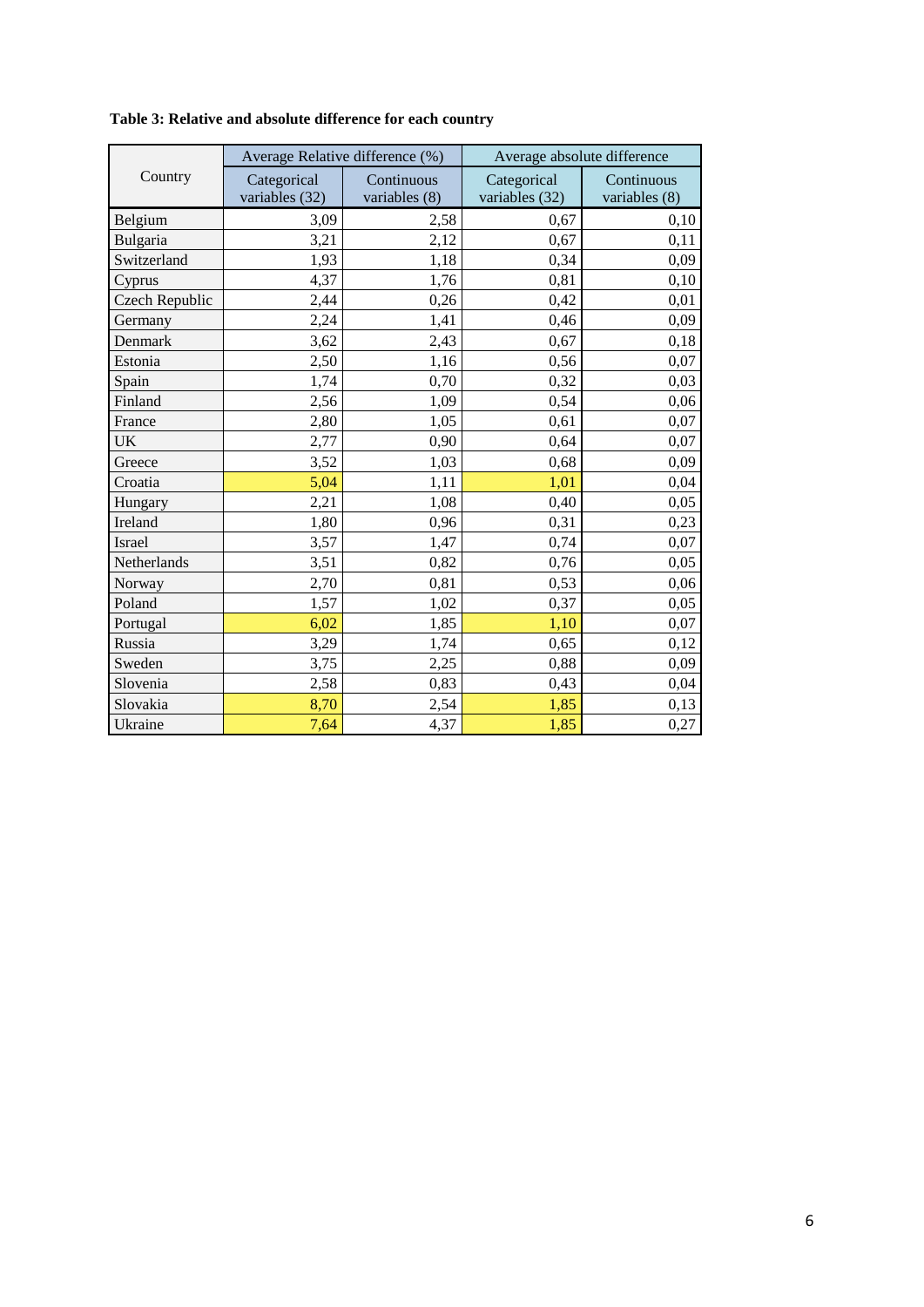**Table 3: Relative and absolute difference for each country**

| Country | Average Relative difference (%) | | Average absolute difference | |
|---|---|---|---|---|
| | Categorical variables (32) | Continuous variables (8) | Categorical variables (32) | Continuous variables (8) |
| Belgium | 3,09 | 2,58 | 0,67 | 0,10 |
| Bulgaria | 3,21 | 2,12 | 0,67 | 0,11 |
| Switzerland | 1,93 | 1,18 | 0,34 | 0,09 |
| Cyprus | 4,37 | 1,76 | 0,81 | 0,10 |
| Czech Republic | 2,44 | 0,26 | 0,42 | 0,01 |
| Germany | 2,24 | 1,41 | 0,46 | 0,09 |
| Denmark | 3,62 | 2,43 | 0,67 | 0,18 |
| Estonia | 2,50 | 1,16 | 0,56 | 0,07 |
| Spain | 1,74 | 0,70 | 0,32 | 0,03 |
| Finland | 2,56 | 1,09 | 0,54 | 0,06 |
| France | 2,80 | 1,05 | 0,61 | 0,07 |
| UK | 2,77 | 0,90 | 0,64 | 0,07 |
| Greece | 3,52 | 1,03 | 0,68 | 0,09 |
| Croatia | 5,04 | 1,11 | 1,01 | 0,04 |
| Hungary | 2,21 | 1,08 | 0,40 | 0,05 |
| Ireland | 1,80 | 0,96 | 0,31 | 0,23 |
| Israel | 3,57 | 1,47 | 0,74 | 0,07 |
| Netherlands | 3,51 | 0,82 | 0,76 | 0,05 |
| Norway | 2,70 | 0,81 | 0,53 | 0,06 |
| Poland | 1,57 | 1,02 | 0,37 | 0,05 |
| Portugal | 6,02 | 1,85 | 1,10 | 0,07 |
| Russia | 3,29 | 1,74 | 0,65 | 0,12 |
| Sweden | 3,75 | 2,25 | 0,88 | 0,09 |
| Slovenia | 2,58 | 0,83 | 0,43 | 0,04 |
| Slovakia | 8,70 | 2,54 | 1,85 | 0,13 |
| Ukraine | 7,64 | 4,37 | 1,85 | 0,27 |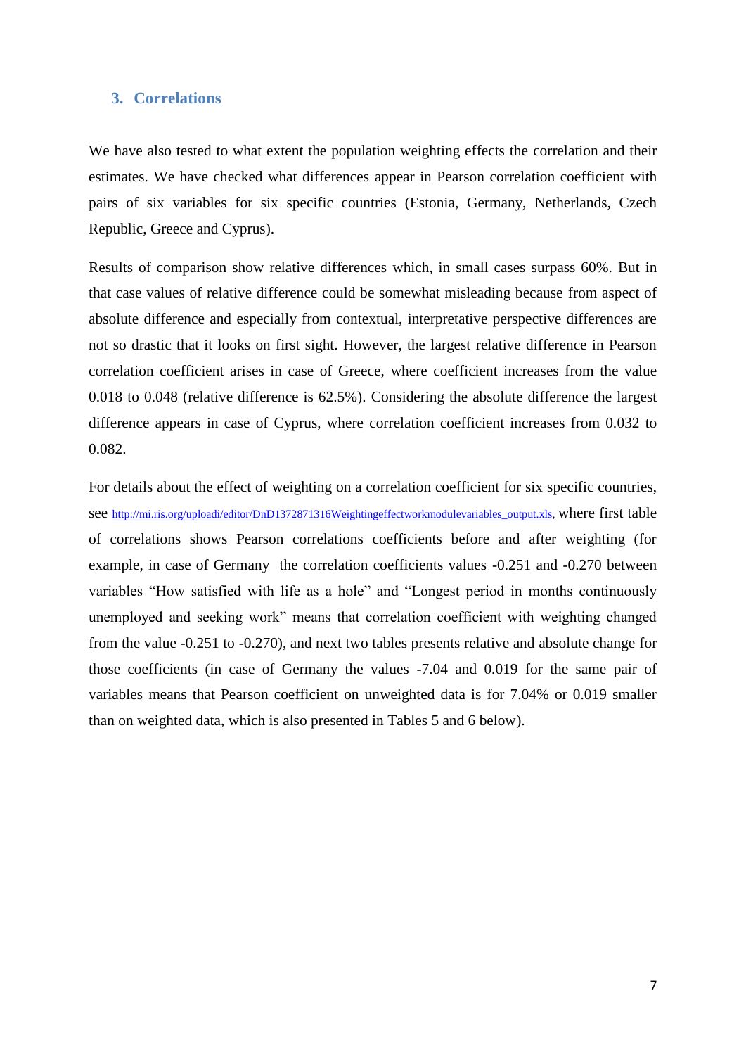## 3. Correlations

We have also tested to what extent the population weighting effects the correlation and their estimates. We have checked what differences appear in Pearson correlation coefficient with pairs of six variables for six specific countries (Estonia, Germany, Netherlands, Czech Republic, Greece and Cyprus).

Results of comparison show relative differences which, in small cases surpass 60%. But in that case values of relative difference could be somewhat misleading because from aspect of absolute difference and especially from contextual, interpretative perspective differences are not so drastic that it looks on first sight. However, the largest relative difference in Pearson correlation coefficient arises in case of Greece, where coefficient increases from the value 0.018 to 0.048 (relative difference is 62.5%). Considering the absolute difference the largest difference appears in case of Cyprus, where correlation coefficient increases from 0.032 to 0.082.

For details about the effect of weighting on a correlation coefficient for six specific countries, see http://mi.ris.org/uploadi/editor/DnD1372871316Weightingeffectworkmodulevariables_output.xls, where first table of correlations shows Pearson correlations coefficients before and after weighting (for example, in case of Germany the correlation coefficients values -0.251 and -0.270 between variables "How satisfied with life as a hole" and "Longest period in months continuously unemployed and seeking work" means that correlation coefficient with weighting changed from the value -0.251 to -0.270), and next two tables presents relative and absolute change for those coefficients (in case of Germany the values -7.04 and 0.019 for the same pair of variables means that Pearson coefficient on unweighted data is for 7.04% or 0.019 smaller than on weighted data, which is also presented in Tables 5 and 6 below).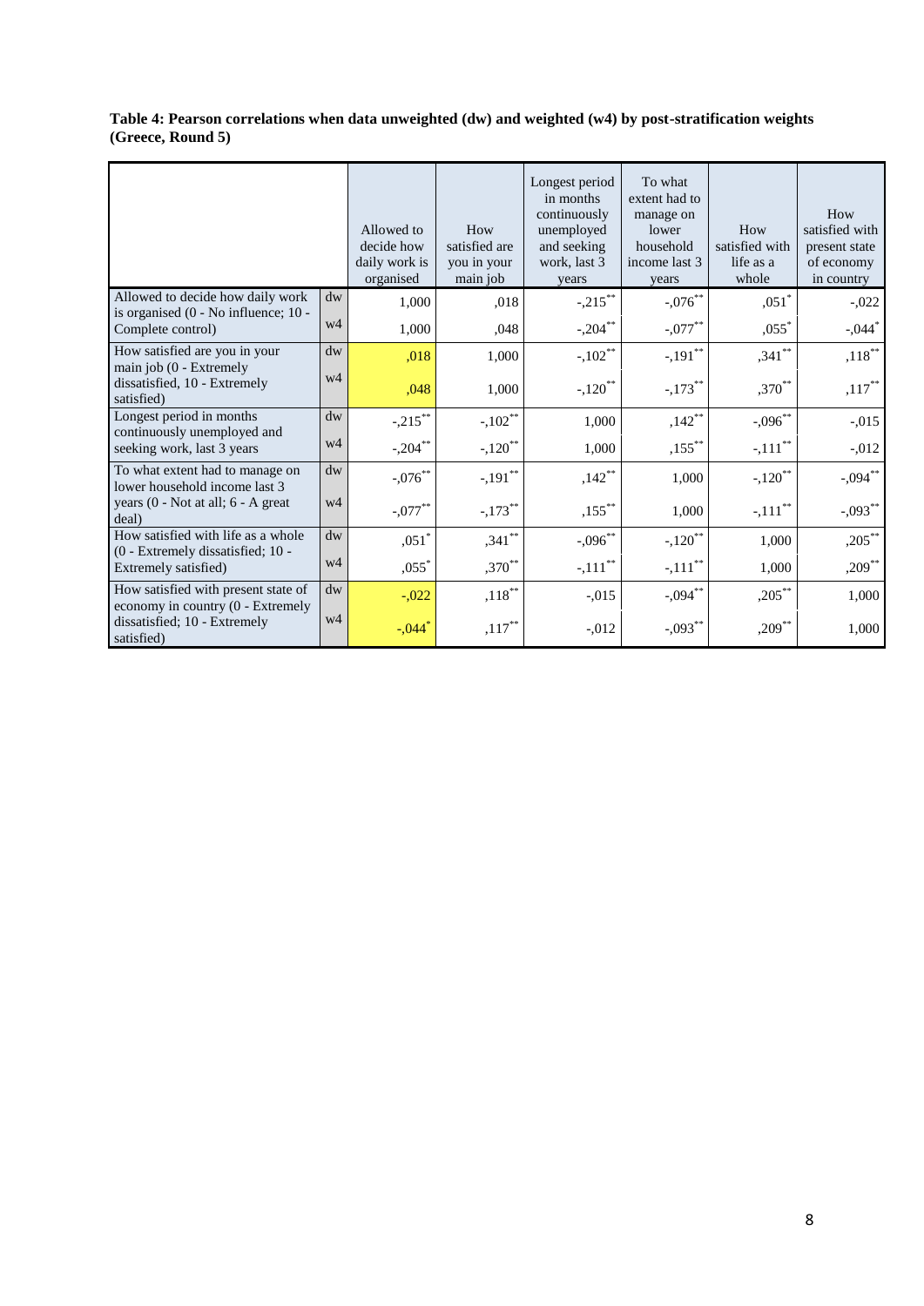**Table 4: Pearson correlations when data unweighted (dw) and weighted (w4) by post-stratification weights (Greece, Round 5)**

| | | Allowed to decide how daily work is organised | How satisfied are you in your main job | Longest period in months continuously unemployed and seeking work, last 3 years | To what extent had to manage on lower household income last 3 years | How satisfied with life as a whole | How satisfied with present state of economy in country |
|---|---|---|---|---|---|---|---|
| Allowed to decide how daily work is organised (0 - No influence; 10 - Complete control) | dw | 1,000 | ,018 | -,215** | -,076** | ,051* | -,022 |
| | w4 | 1,000 | ,048 | -,204** | -,077** | ,055* | -,044* |
| How satisfied are you in your main job (0 - Extremely dissatisfied, 10 - Extremely satisfied) | dw | ,018 | 1,000 | -,102** | -,191** | ,341** | ,118** |
| | w4 | ,048 | 1,000 | -,120** | -,173** | ,370** | ,117** |
| Longest period in months continuously unemployed and seeking work, last 3 years | dw | -,215** | -,102** | 1,000 | ,142** | -,096** | -,015 |
| | w4 | -,204** | -,120** | 1,000 | ,155** | -,111** | -,012 |
| To what extent had to manage on lower household income last 3 years (0 - Not at all; 6 - A great deal) | dw | -,076** | -,191** | ,142** | 1,000 | -,120** | -,094** |
| | w4 | -,077** | -,173** | ,155** | 1,000 | -,111** | -,093** |
| How satisfied with life as a whole (0 - Extremely dissatisfied; 10 - Extremely satisfied) | dw | ,051* | ,341** | -,096** | -,120** | 1,000 | ,205** |
| | w4 | ,055* | ,370** | -,111** | -,111** | 1,000 | ,209** |
| How satisfied with present state of economy in country (0 - Extremely dissatisfied; 10 - Extremely satisfied) | dw | -,022 | ,118** | -,015 | -,094** | ,205** | 1,000 |
| | w4 | -,044* | ,117** | -,012 | -,093** | ,209** | 1,000 |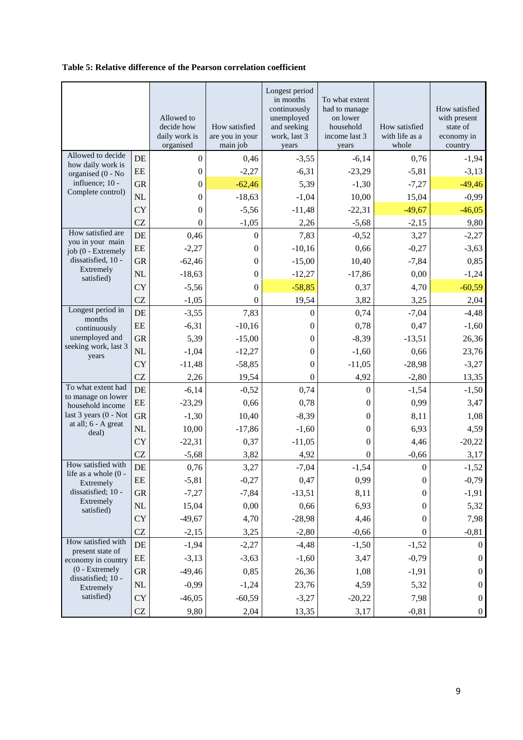**Table 5: Relative difference of the Pearson correlation coefficient**

| | | Allowed to decide how daily work is organised | How satisfied are you in your main job | Longest period in months continuously unemployed and seeking work, last 3 years | To what extent had to manage on lower household income last 3 years | How satisfied with life as a whole | How satisfied with present state of economy in country |
|---|---|---|---|---|---|---|---|
| Allowed to decide how daily work is organised (0 - No influence; 10 - Complete control) | DE | 0 | 0,46 | -3,55 | -6,14 | 0,76 | -1,94 |
| | EE | 0 | -2,27 | -6,31 | -23,29 | -5,81 | -3,13 |
| | GR | 0 | -62,46 | 5,39 | -1,30 | -7,27 | -49,46 |
| | NL | 0 | -18,63 | -1,04 | 10,00 | 15,04 | -0,99 |
| | CY | 0 | -5,56 | -11,48 | -22,31 | -49,67 | -46,05 |
| | CZ | 0 | -1,05 | 2,26 | -5,68 | -2,15 | 9,80 |
| How satisfied are you in your main job (0 - Extremely dissatisfied, 10 - Extremely satisfied) | DE | 0,46 | 0 | 7,83 | -0,52 | 3,27 | -2,27 |
| | EE | -2,27 | 0 | -10,16 | 0,66 | -0,27 | -3,63 |
| | GR | -62,46 | 0 | -15,00 | 10,40 | -7,84 | 0,85 |
| | NL | -18,63 | 0 | -12,27 | -17,86 | 0,00 | -1,24 |
| | CY | -5,56 | 0 | -58,85 | 0,37 | 4,70 | -60,59 |
| | CZ | -1,05 | 0 | 19,54 | 3,82 | 3,25 | 2,04 |
| Longest period in months continuously unemployed and seeking work, last 3 years | DE | -3,55 | 7,83 | 0 | 0,74 | -7,04 | -4,48 |
| | EE | -6,31 | -10,16 | 0 | 0,78 | 0,47 | -1,60 |
| | GR | 5,39 | -15,00 | 0 | -8,39 | -13,51 | 26,36 |
| | NL | -1,04 | -12,27 | 0 | -1,60 | 0,66 | 23,76 |
| | CY | -11,48 | -58,85 | 0 | -11,05 | -28,98 | -3,27 |
| | CZ | 2,26 | 19,54 | 0 | 4,92 | -2,80 | 13,35 |
| To what extent had to manage on lower household income last 3 years (0 - Not at all; 6 - A great deal) | DE | -6,14 | -0,52 | 0,74 | 0 | -1,54 | -1,50 |
| | EE | -23,29 | 0,66 | 0,78 | 0 | 0,99 | 3,47 |
| | GR | -1,30 | 10,40 | -8,39 | 0 | 8,11 | 1,08 |
| | NL | 10,00 | -17,86 | -1,60 | 0 | 6,93 | 4,59 |
| | CY | -22,31 | 0,37 | -11,05 | 0 | 4,46 | -20,22 |
| | CZ | -5,68 | 3,82 | 4,92 | 0 | -0,66 | 3,17 |
| How satisfied with life as a whole (0 - Extremely dissatisfied; 10 - Extremely satisfied) | DE | 0,76 | 3,27 | -7,04 | -1,54 | 0 | -1,52 |
| | EE | -5,81 | -0,27 | 0,47 | 0,99 | 0 | -0,79 |
| | GR | -7,27 | -7,84 | -13,51 | 8,11 | 0 | -1,91 |
| | NL | 15,04 | 0,00 | 0,66 | 6,93 | 0 | 5,32 |
| | CY | -49,67 | 4,70 | -28,98 | 4,46 | 0 | 7,98 |
| | CZ | -2,15 | 3,25 | -2,80 | -0,66 | 0 | -0,81 |
| How satisfied with present state of economy in country (0 - Extremely dissatisfied; 10 - Extremely satisfied) | DE | -1,94 | -2,27 | -4,48 | -1,50 | -1,52 | 0 |
| | EE | -3,13 | -3,63 | -1,60 | 3,47 | -0,79 | 0 |
| | GR | -49,46 | 0,85 | 26,36 | 1,08 | -1,91 | 0 |
| | NL | -0,99 | -1,24 | 23,76 | 4,59 | 5,32 | 0 |
| | CY | -46,05 | -60,59 | -3,27 | -20,22 | 7,98 | 0 |
| | CZ | 9,80 | 2,04 | 13,35 | 3,17 | -0,81 | 0 |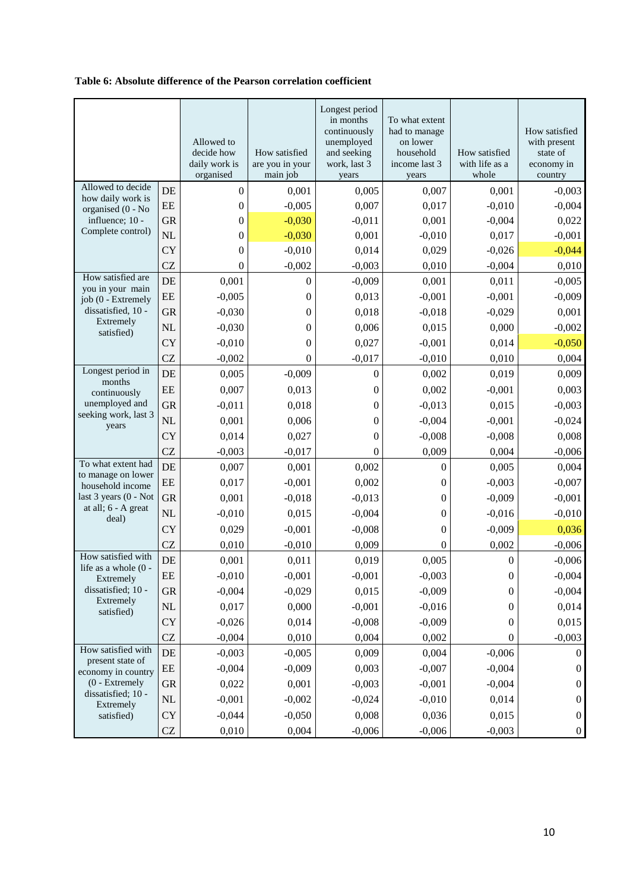**Table 6: Absolute difference of the Pearson correlation coefficient**

| | | Allowed to decide how daily work is organised | How satisfied are you in your main job | Longest period in months continuously unemployed and seeking work, last 3 years | To what extent had to manage on lower household income last 3 years | How satisfied with life as a whole | How satisfied with present state of economy in country |
|---|---|---|---|---|---|---|---|
| Allowed to decide how daily work is organised (0 - No influence; 10 - Complete control) | DE | 0 | 0,001 | 0,005 | 0,007 | 0,001 | -0,003 |
| | EE | 0 | -0,005 | 0,007 | 0,017 | -0,010 | -0,004 |
| | GR | 0 | -0,030 | -0,011 | 0,001 | -0,004 | 0,022 |
| | NL | 0 | -0,030 | 0,001 | -0,010 | 0,017 | -0,001 |
| | CY | 0 | -0,010 | 0,014 | 0,029 | -0,026 | -0,044 |
| | CZ | 0 | -0,002 | -0,003 | 0,010 | -0,004 | 0,010 |
| How satisfied are you in your main job (0 - Extremely dissatisfied, 10 - Extremely satisfied) | DE | 0,001 | 0 | -0,009 | 0,001 | 0,011 | -0,005 |
| | EE | -0,005 | 0 | 0,013 | -0,001 | -0,001 | -0,009 |
| | GR | -0,030 | 0 | 0,018 | -0,018 | -0,029 | 0,001 |
| | NL | -0,030 | 0 | 0,006 | 0,015 | 0,000 | -0,002 |
| | CY | -0,010 | 0 | 0,027 | -0,001 | 0,014 | -0,050 |
| | CZ | -0,002 | 0 | -0,017 | -0,010 | 0,010 | 0,004 |
| Longest period in months continuously unemployed and seeking work, last 3 years | DE | 0,005 | -0,009 | 0 | 0,002 | 0,019 | 0,009 |
| | EE | 0,007 | 0,013 | 0 | 0,002 | -0,001 | 0,003 |
| | GR | -0,011 | 0,018 | 0 | -0,013 | 0,015 | -0,003 |
| | NL | 0,001 | 0,006 | 0 | -0,004 | -0,001 | -0,024 |
| | CY | 0,014 | 0,027 | 0 | -0,008 | -0,008 | 0,008 |
| | CZ | -0,003 | -0,017 | 0 | 0,009 | 0,004 | -0,006 |
| To what extent had to manage on lower household income last 3 years (0 - Not at all; 6 - A great deal) | DE | 0,007 | 0,001 | 0,002 | 0 | 0,005 | 0,004 |
| | EE | 0,017 | -0,001 | 0,002 | 0 | -0,003 | -0,007 |
| | GR | 0,001 | -0,018 | -0,013 | 0 | -0,009 | -0,001 |
| | NL | -0,010 | 0,015 | -0,004 | 0 | -0,016 | -0,010 |
| | CY | 0,029 | -0,001 | -0,008 | 0 | -0,009 | 0,036 |
| | CZ | 0,010 | -0,010 | 0,009 | 0 | 0,002 | -0,006 |
| How satisfied with life as a whole (0 - Extremely dissatisfied; 10 - Extremely satisfied) | DE | 0,001 | 0,011 | 0,019 | 0,005 | 0 | -0,006 |
| | EE | -0,010 | -0,001 | -0,001 | -0,003 | 0 | -0,004 |
| | GR | -0,004 | -0,029 | 0,015 | -0,009 | 0 | -0,004 |
| | NL | 0,017 | 0,000 | -0,001 | -0,016 | 0 | 0,014 |
| | CY | -0,026 | 0,014 | -0,008 | -0,009 | 0 | 0,015 |
| | CZ | -0,004 | 0,010 | 0,004 | 0,002 | 0 | -0,003 |
| How satisfied with present state of economy in country (0 - Extremely dissatisfied; 10 - Extremely satisfied) | DE | -0,003 | -0,005 | 0,009 | 0,004 | -0,006 | 0 |
| | EE | -0,004 | -0,009 | 0,003 | -0,007 | -0,004 | 0 |
| | GR | 0,022 | 0,001 | -0,003 | -0,001 | -0,004 | 0 |
| | NL | -0,001 | -0,002 | -0,024 | -0,010 | 0,014 | 0 |
| | CY | -0,044 | -0,050 | 0,008 | 0,036 | 0,015 | 0 |
| | CZ | 0,010 | 0,004 | -0,006 | -0,006 | -0,003 | 0 |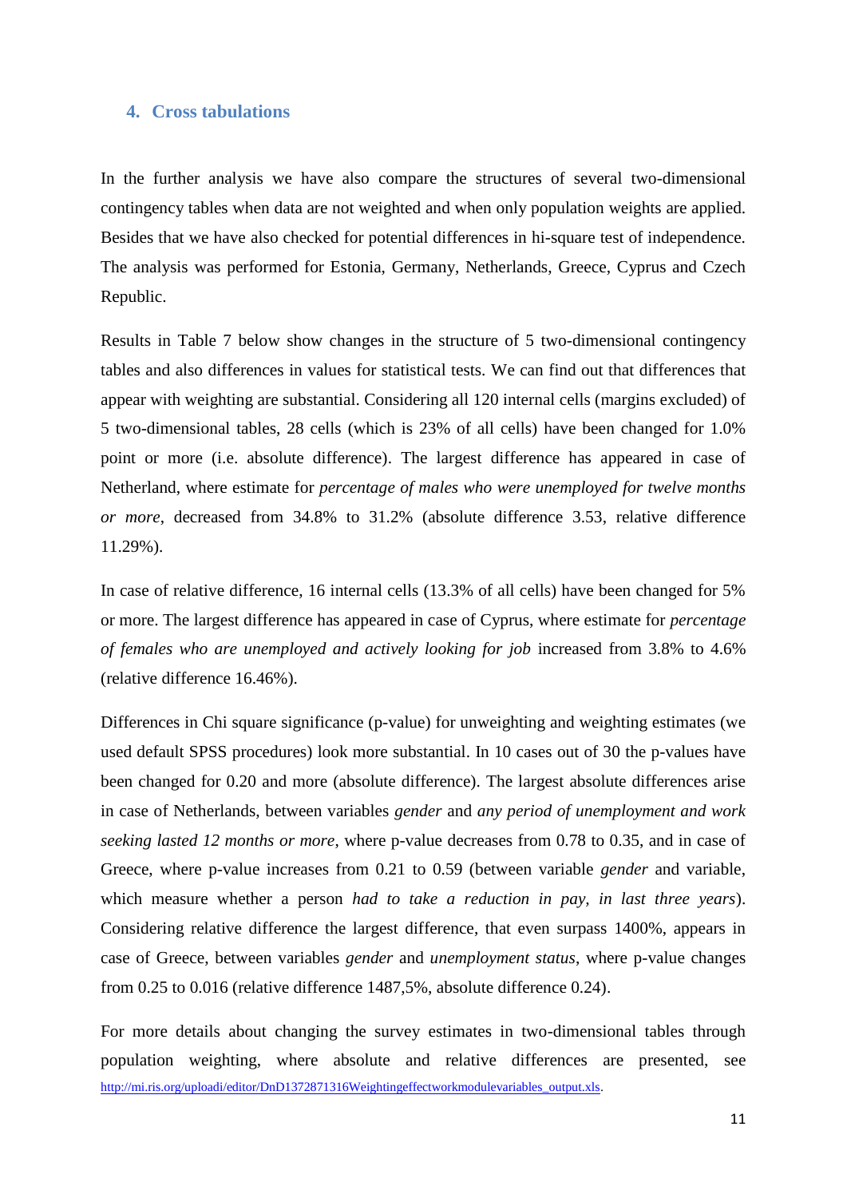## 4. Cross tabulations

In the further analysis we have also compare the structures of several two-dimensional contingency tables when data are not weighted and when only population weights are applied. Besides that we have also checked for potential differences in hi-square test of independence. The analysis was performed for Estonia, Germany, Netherlands, Greece, Cyprus and Czech Republic.

Results in Table 7 below show changes in the structure of 5 two-dimensional contingency tables and also differences in values for statistical tests. We can find out that differences that appear with weighting are substantial. Considering all 120 internal cells (margins excluded) of 5 two-dimensional tables, 28 cells (which is 23% of all cells) have been changed for 1.0% point or more (i.e. absolute difference). The largest difference has appeared in case of Netherland, where estimate for *percentage of males who were unemployed for twelve months or more*, decreased from 34.8% to 31.2% (absolute difference 3.53, relative difference 11.29%).

In case of relative difference, 16 internal cells (13.3% of all cells) have been changed for 5% or more. The largest difference has appeared in case of Cyprus, where estimate for *percentage of females who are unemployed and actively looking for job* increased from 3.8% to 4.6% (relative difference 16.46%).

Differences in Chi square significance (p-value) for unweighting and weighting estimates (we used default SPSS procedures) look more substantial. In 10 cases out of 30 the p-values have been changed for 0.20 and more (absolute difference). The largest absolute differences arise in case of Netherlands, between variables *gender* and *any period of unemployment and work seeking lasted 12 months or more*, where p-value decreases from 0.78 to 0.35, and in case of Greece, where p-value increases from 0.21 to 0.59 (between variable *gender* and variable, which measure whether a person *had to take a reduction in pay, in last three years*). Considering relative difference the largest difference, that even surpass 1400%, appears in case of Greece, between variables *gender* and *unemployment status*, where p-value changes from 0.25 to 0.016 (relative difference 1487,5%, absolute difference 0.24).

For more details about changing the survey estimates in two-dimensional tables through population weighting, where absolute and relative differences are presented, see http://mi.ris.org/uploadi/editor/DnD1372871316Weightingeffectworkmodulevariables_output.xls.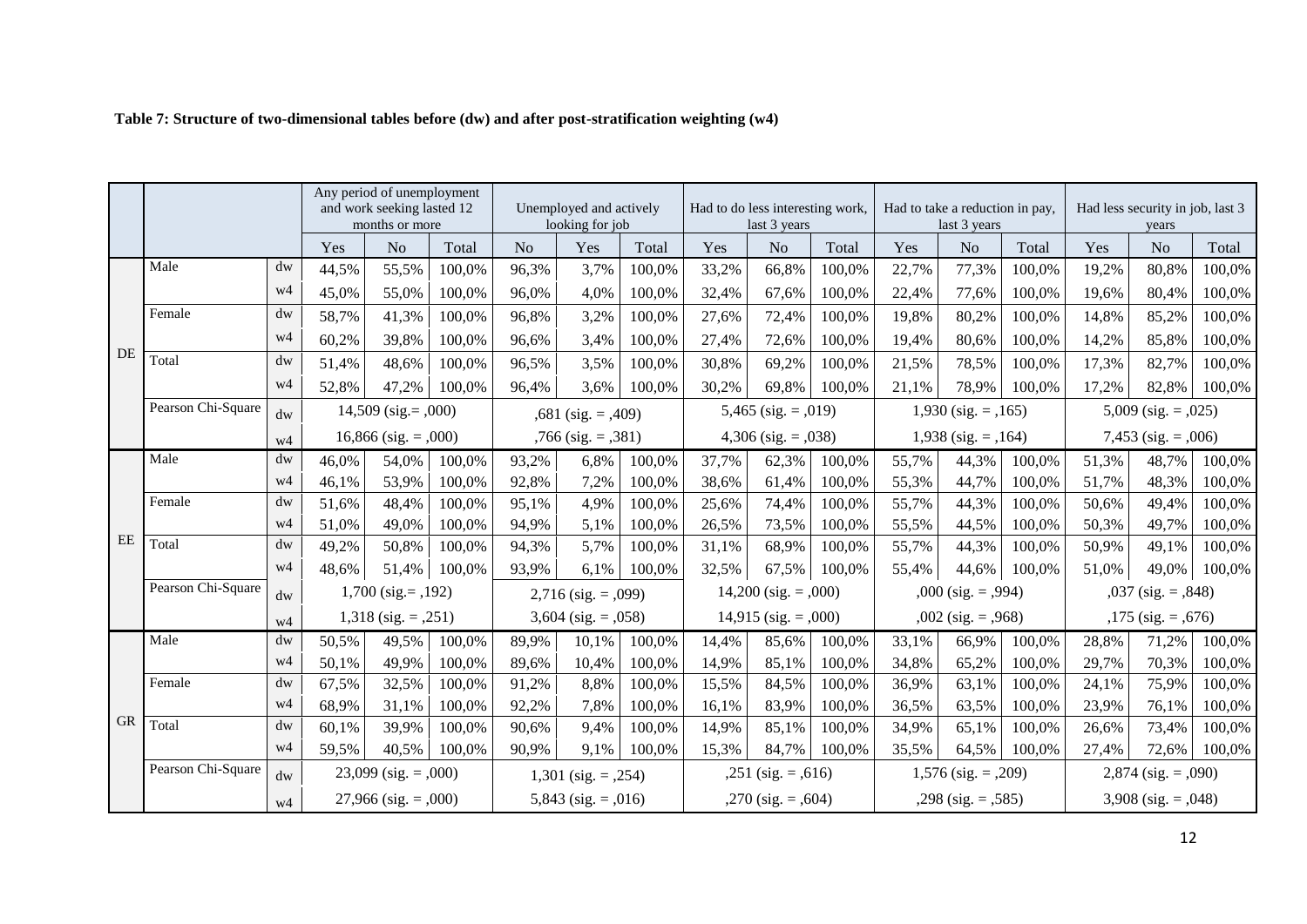**Table 7: Structure of two-dimensional tables before (dw) and after post-stratification weighting (w4)**

| | | | Any period of unemployment and work seeking lasted 12 months or more | | | Unemployed and actively looking for job | | | Had to do less interesting work, last 3 years | | | Had to take a reduction in pay, last 3 years | | | Had less security in job, last 3 years | | |
|---|---|---|---|---|---|---|---|---|---|---|---|---|---|---|---|---|---|
| | | | Yes | No | Total | No | Yes | Total | Yes | No | Total | Yes | No | Total | Yes | No | Total |
| DE | Male | dw | 44,5% | 55,5% | 100,0% | 96,3% | 3,7% | 100,0% | 33,2% | 66,8% | 100,0% | 22,7% | 77,3% | 100,0% | 19,2% | 80,8% | 100,0% |
| | | w4 | 45,0% | 55,0% | 100,0% | 96,0% | 4,0% | 100,0% | 32,4% | 67,6% | 100,0% | 22,4% | 77,6% | 100,0% | 19,6% | 80,4% | 100,0% |
| | Female | dw | 58,7% | 41,3% | 100,0% | 96,8% | 3,2% | 100,0% | 27,6% | 72,4% | 100,0% | 19,8% | 80,2% | 100,0% | 14,8% | 85,2% | 100,0% |
| | | w4 | 60,2% | 39,8% | 100,0% | 96,6% | 3,4% | 100,0% | 27,4% | 72,6% | 100,0% | 19,4% | 80,6% | 100,0% | 14,2% | 85,8% | 100,0% |
| | Total | dw | 51,4% | 48,6% | 100,0% | 96,5% | 3,5% | 100,0% | 30,8% | 69,2% | 100,0% | 21,5% | 78,5% | 100,0% | 17,3% | 82,7% | 100,0% |
| | | w4 | 52,8% | 47,2% | 100,0% | 96,4% | 3,6% | 100,0% | 30,2% | 69,8% | 100,0% | 21,1% | 78,9% | 100,0% | 17,2% | 82,8% | 100,0% |
| | Pearson Chi-Square | dw | 14,509 (sig.= ,000) | | | ,681 (sig. = ,409) | | | 5,465 (sig. = ,019) | | | 1,930 (sig. = ,165) | | | 5,009 (sig. = ,025) | | |
| | | w4 | 16,866 (sig. = ,000) | | | ,766 (sig. = ,381) | | | 4,306 (sig. = ,038) | | | 1,938 (sig. = ,164) | | | 7,453 (sig. = ,006) | | |
| EE | Male | dw | 46,0% | 54,0% | 100,0% | 93,2% | 6,8% | 100,0% | 37,7% | 62,3% | 100,0% | 55,7% | 44,3% | 100,0% | 51,3% | 48,7% | 100,0% |
| | | w4 | 46,1% | 53,9% | 100,0% | 92,8% | 7,2% | 100,0% | 38,6% | 61,4% | 100,0% | 55,3% | 44,7% | 100,0% | 51,7% | 48,3% | 100,0% |
| | Female | dw | 51,6% | 48,4% | 100,0% | 95,1% | 4,9% | 100,0% | 25,6% | 74,4% | 100,0% | 55,7% | 44,3% | 100,0% | 50,6% | 49,4% | 100,0% |
| | | w4 | 51,0% | 49,0% | 100,0% | 94,9% | 5,1% | 100,0% | 26,5% | 73,5% | 100,0% | 55,5% | 44,5% | 100,0% | 50,3% | 49,7% | 100,0% |
| | Total | dw | 49,2% | 50,8% | 100,0% | 94,3% | 5,7% | 100,0% | 31,1% | 68,9% | 100,0% | 55,7% | 44,3% | 100,0% | 50,9% | 49,1% | 100,0% |
| | | w4 | 48,6% | 51,4% | 100,0% | 93,9% | 6,1% | 100,0% | 32,5% | 67,5% | 100,0% | 55,4% | 44,6% | 100,0% | 51,0% | 49,0% | 100,0% |
| | Pearson Chi-Square | dw | 1,700 (sig.= ,192) | | | 2,716 (sig. = ,099) | | | 14,200 (sig. = ,000) | | | ,000 (sig. = ,994) | | | ,037 (sig. = ,848) | | |
| | | w4 | 1,318 (sig. = ,251) | | | 3,604 (sig. = ,058) | | | 14,915 (sig. = ,000) | | | ,002 (sig. = ,968) | | | ,175 (sig. = ,676) | | |
| GR | Male | dw | 50,5% | 49,5% | 100,0% | 89,9% | 10,1% | 100,0% | 14,4% | 85,6% | 100,0% | 33,1% | 66,9% | 100,0% | 28,8% | 71,2% | 100,0% |
| | | w4 | 50,1% | 49,9% | 100,0% | 89,6% | 10,4% | 100,0% | 14,9% | 85,1% | 100,0% | 34,8% | 65,2% | 100,0% | 29,7% | 70,3% | 100,0% |
| | Female | dw | 67,5% | 32,5% | 100,0% | 91,2% | 8,8% | 100,0% | 15,5% | 84,5% | 100,0% | 36,9% | 63,1% | 100,0% | 24,1% | 75,9% | 100,0% |
| | | w4 | 68,9% | 31,1% | 100,0% | 92,2% | 7,8% | 100,0% | 16,1% | 83,9% | 100,0% | 36,5% | 63,5% | 100,0% | 23,9% | 76,1% | 100,0% |
| | Total | dw | 60,1% | 39,9% | 100,0% | 90,6% | 9,4% | 100,0% | 14,9% | 85,1% | 100,0% | 34,9% | 65,1% | 100,0% | 26,6% | 73,4% | 100,0% |
| | | w4 | 59,5% | 40,5% | 100,0% | 90,9% | 9,1% | 100,0% | 15,3% | 84,7% | 100,0% | 35,5% | 64,5% | 100,0% | 27,4% | 72,6% | 100,0% |
| | Pearson Chi-Square | dw | 23,099 (sig. = ,000) | | | 1,301 (sig. = ,254) | | | ,251 (sig. = ,616) | | | 1,576 (sig. = ,209) | | | 2,874 (sig. = ,090) | | |
| | | w4 | 27,966 (sig. = ,000) | | | 5,843 (sig. = ,016) | | | ,270 (sig. = ,604) | | | ,298 (sig. = ,585) | | | 3,908 (sig. = ,048) | | |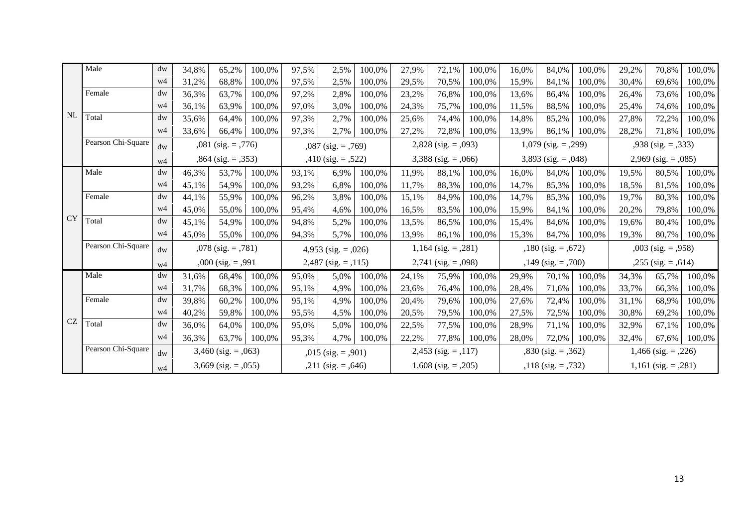| | | | | | | | | | | | | | | | | | | |
|---|---|---|---|---|---|---|---|---|---|---|---|---|---|---|---|---|---|---|
| NL | Male | dw | 34,8% | 65,2% | 100,0% | 97,5% | 2,5% | 100,0% | 27,9% | 72,1% | 100,0% | 16,0% | 84,0% | 100,0% | 29,2% | 70,8% | 100,0% |
| | | w4 | 31,2% | 68,8% | 100,0% | 97,5% | 2,5% | 100,0% | 29,5% | 70,5% | 100,0% | 15,9% | 84,1% | 100,0% | 30,4% | 69,6% | 100,0% |
| | Female | dw | 36,3% | 63,7% | 100,0% | 97,2% | 2,8% | 100,0% | 23,2% | 76,8% | 100,0% | 13,6% | 86,4% | 100,0% | 26,4% | 73,6% | 100,0% |
| | | w4 | 36,1% | 63,9% | 100,0% | 97,0% | 3,0% | 100,0% | 24,3% | 75,7% | 100,0% | 11,5% | 88,5% | 100,0% | 25,4% | 74,6% | 100,0% |
| | Total | dw | 35,6% | 64,4% | 100,0% | 97,3% | 2,7% | 100,0% | 25,6% | 74,4% | 100,0% | 14,8% | 85,2% | 100,0% | 27,8% | 72,2% | 100,0% |
| | | w4 | 33,6% | 66,4% | 100,0% | 97,3% | 2,7% | 100,0% | 27,2% | 72,8% | 100,0% | 13,9% | 86,1% | 100,0% | 28,2% | 71,8% | 100,0% |
| | Pearson Chi-Square | dw | ,081 (sig. = ,776) | | | ,087 (sig. = ,769) | | | 2,828 (sig. = ,093) | | | 1,079 (sig. = ,299) | | | ,938 (sig. = ,333) | | |
| | | w4 | ,864 (sig. = ,353) | | | ,410 (sig. = ,522) | | | 3,388 (sig. = ,066) | | | 3,893 (sig. = ,048) | | | 2,969 (sig. = ,085) | | |
| CY | Male | dw | 46,3% | 53,7% | 100,0% | 93,1% | 6,9% | 100,0% | 11,9% | 88,1% | 100,0% | 16,0% | 84,0% | 100,0% | 19,5% | 80,5% | 100,0% |
| | | w4 | 45,1% | 54,9% | 100,0% | 93,2% | 6,8% | 100,0% | 11,7% | 88,3% | 100,0% | 14,7% | 85,3% | 100,0% | 18,5% | 81,5% | 100,0% |
| | Female | dw | 44,1% | 55,9% | 100,0% | 96,2% | 3,8% | 100,0% | 15,1% | 84,9% | 100,0% | 14,7% | 85,3% | 100,0% | 19,7% | 80,3% | 100,0% |
| | | w4 | 45,0% | 55,0% | 100,0% | 95,4% | 4,6% | 100,0% | 16,5% | 83,5% | 100,0% | 15,9% | 84,1% | 100,0% | 20,2% | 79,8% | 100,0% |
| | Total | dw | 45,1% | 54,9% | 100,0% | 94,8% | 5,2% | 100,0% | 13,5% | 86,5% | 100,0% | 15,4% | 84,6% | 100,0% | 19,6% | 80,4% | 100,0% |
| | | w4 | 45,0% | 55,0% | 100,0% | 94,3% | 5,7% | 100,0% | 13,9% | 86,1% | 100,0% | 15,3% | 84,7% | 100,0% | 19,3% | 80,7% | 100,0% |
| | Pearson Chi-Square | dw | ,078 (sig. = ,781) | | | 4,953 (sig. = ,026) | | | 1,164 (sig. = ,281) | | | ,180 (sig. = ,672) | | | ,003 (sig. = ,958) | | |
| | | w4 | ,000 (sig. = ,991 | | | 2,487 (sig. = ,115) | | | 2,741 (sig. = ,098) | | | ,149 (sig. = ,700) | | | ,255 (sig. = ,614) | | |
| CZ | Male | dw | 31,6% | 68,4% | 100,0% | 95,0% | 5,0% | 100,0% | 24,1% | 75,9% | 100,0% | 29,9% | 70,1% | 100,0% | 34,3% | 65,7% | 100,0% |
| | | w4 | 31,7% | 68,3% | 100,0% | 95,1% | 4,9% | 100,0% | 23,6% | 76,4% | 100,0% | 28,4% | 71,6% | 100,0% | 33,7% | 66,3% | 100,0% |
| | Female | dw | 39,8% | 60,2% | 100,0% | 95,1% | 4,9% | 100,0% | 20,4% | 79,6% | 100,0% | 27,6% | 72,4% | 100,0% | 31,1% | 68,9% | 100,0% |
| | | w4 | 40,2% | 59,8% | 100,0% | 95,5% | 4,5% | 100,0% | 20,5% | 79,5% | 100,0% | 27,5% | 72,5% | 100,0% | 30,8% | 69,2% | 100,0% |
| | Total | dw | 36,0% | 64,0% | 100,0% | 95,0% | 5,0% | 100,0% | 22,5% | 77,5% | 100,0% | 28,9% | 71,1% | 100,0% | 32,9% | 67,1% | 100,0% |
| | | w4 | 36,3% | 63,7% | 100,0% | 95,3% | 4,7% | 100,0% | 22,2% | 77,8% | 100,0% | 28,0% | 72,0% | 100,0% | 32,4% | 67,6% | 100,0% |
| | Pearson Chi-Square | dw | 3,460 (sig. = ,063) | | | ,015 (sig. = ,901) | | | 2,453 (sig. = ,117) | | | ,830 (sig. = ,362) | | | 1,466 (sig. = ,226) | | |
| | | w4 | 3,669 (sig. = ,055) | | | ,211 (sig. = ,646) | | | 1,608 (sig. = ,205) | | | ,118 (sig. = ,732) | | | 1,161 (sig. = ,281) | | |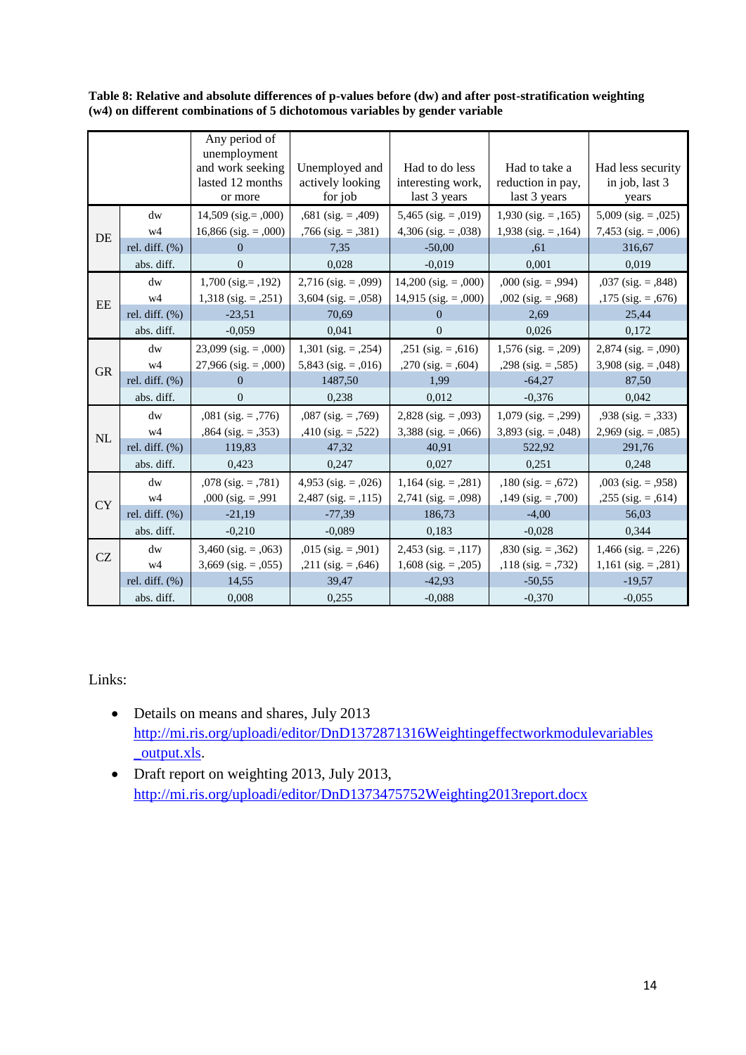**Table 8: Relative and absolute differences of p-values before (dw) and after post-stratification weighting (w4) on different combinations of 5 dichotomous variables by gender variable**

| | | Any period of unemployment and work seeking lasted 12 months or more | Unemployed and actively looking for job | Had to do less interesting work, last 3 years | Had to take a reduction in pay, last 3 years | Had less security in job, last 3 years |
|---|---|---|---|---|---|---|
| DE | dw | 14,509 (sig.= ,000) | ,681 (sig. = ,409) | 5,465 (sig. = ,019) | 1,930 (sig. = ,165) | 5,009 (sig. = ,025) |
| | w4 | 16,866 (sig. = ,000) | ,766 (sig. = ,381) | 4,306 (sig. = ,038) | 1,938 (sig. = ,164) | 7,453 (sig. = ,006) |
| | rel. diff. (%) | 0 | 7,35 | -50,00 | ,61 | 316,67 |
| | abs. diff. | 0 | 0,028 | -0,019 | 0,001 | 0,019 |
| EE | dw | 1,700 (sig.= ,192) | 2,716 (sig. = ,099) | 14,200 (sig. = ,000) | ,000 (sig. = ,994) | ,037 (sig. = ,848) |
| | w4 | 1,318 (sig. = ,251) | 3,604 (sig. = ,058) | 14,915 (sig. = ,000) | ,002 (sig. = ,968) | ,175 (sig. = ,676) |
| | rel. diff. (%) | -23,51 | 70,69 | 0 | 2,69 | 25,44 |
| | abs. diff. | -0,059 | 0,041 | 0 | 0,026 | 0,172 |
| GR | dw | 23,099 (sig. = ,000) | 1,301 (sig. = ,254) | ,251 (sig. = ,616) | 1,576 (sig. = ,209) | 2,874 (sig. = ,090) |
| | w4 | 27,966 (sig. = ,000) | 5,843 (sig. = ,016) | ,270 (sig. = ,604) | ,298 (sig. = ,585) | 3,908 (sig. = ,048) |
| | rel. diff. (%) | 0 | 1487,50 | 1,99 | -64,27 | 87,50 |
| | abs. diff. | 0 | 0,238 | 0,012 | -0,376 | 0,042 |
| NL | dw | ,081 (sig. = ,776) | ,087 (sig. = ,769) | 2,828 (sig. = ,093) | 1,079 (sig. = ,299) | ,938 (sig. = ,333) |
| | w4 | ,864 (sig. = ,353) | ,410 (sig. = ,522) | 3,388 (sig. = ,066) | 3,893 (sig. = ,048) | 2,969 (sig. = ,085) |
| | rel. diff. (%) | 119,83 | 47,32 | 40,91 | 522,92 | 291,76 |
| | abs. diff. | 0,423 | 0,247 | 0,027 | 0,251 | 0,248 |
| CY | dw | ,078 (sig. = ,781) | 4,953 (sig. = ,026) | 1,164 (sig. = ,281) | ,180 (sig. = ,672) | ,003 (sig. = ,958) |
| | w4 | ,000 (sig. = ,991 | 2,487 (sig. = ,115) | 2,741 (sig. = ,098) | ,149 (sig. = ,700) | ,255 (sig. = ,614) |
| | rel. diff. (%) | -21,19 | -77,39 | 186,73 | -4,00 | 56,03 |
| | abs. diff. | -0,210 | -0,089 | 0,183 | -0,028 | 0,344 |
| CZ | dw | 3,460 (sig. = ,063) | ,015 (sig. = ,901) | 2,453 (sig. = ,117) | ,830 (sig. = ,362) | 1,466 (sig. = ,226) |
| | w4 | 3,669 (sig. = ,055) | ,211 (sig. = ,646) | 1,608 (sig. = ,205) | ,118 (sig. = ,732) | 1,161 (sig. = ,281) |
| | rel. diff. (%) | 14,55 | 39,47 | -42,93 | -50,55 | -19,57 |
| | abs. diff. | 0,008 | 0,255 | -0,088 | -0,370 | -0,055 |

Links:

- Details on means and shares, July 2013 http://mi.ris.org/uploadi/editor/DnD1372871316Weightingeffectworkmodulevariables_output.xls.
- Draft report on weighting 2013, July 2013, http://mi.ris.org/uploadi/editor/DnD1373475752Weighting2013report.docx